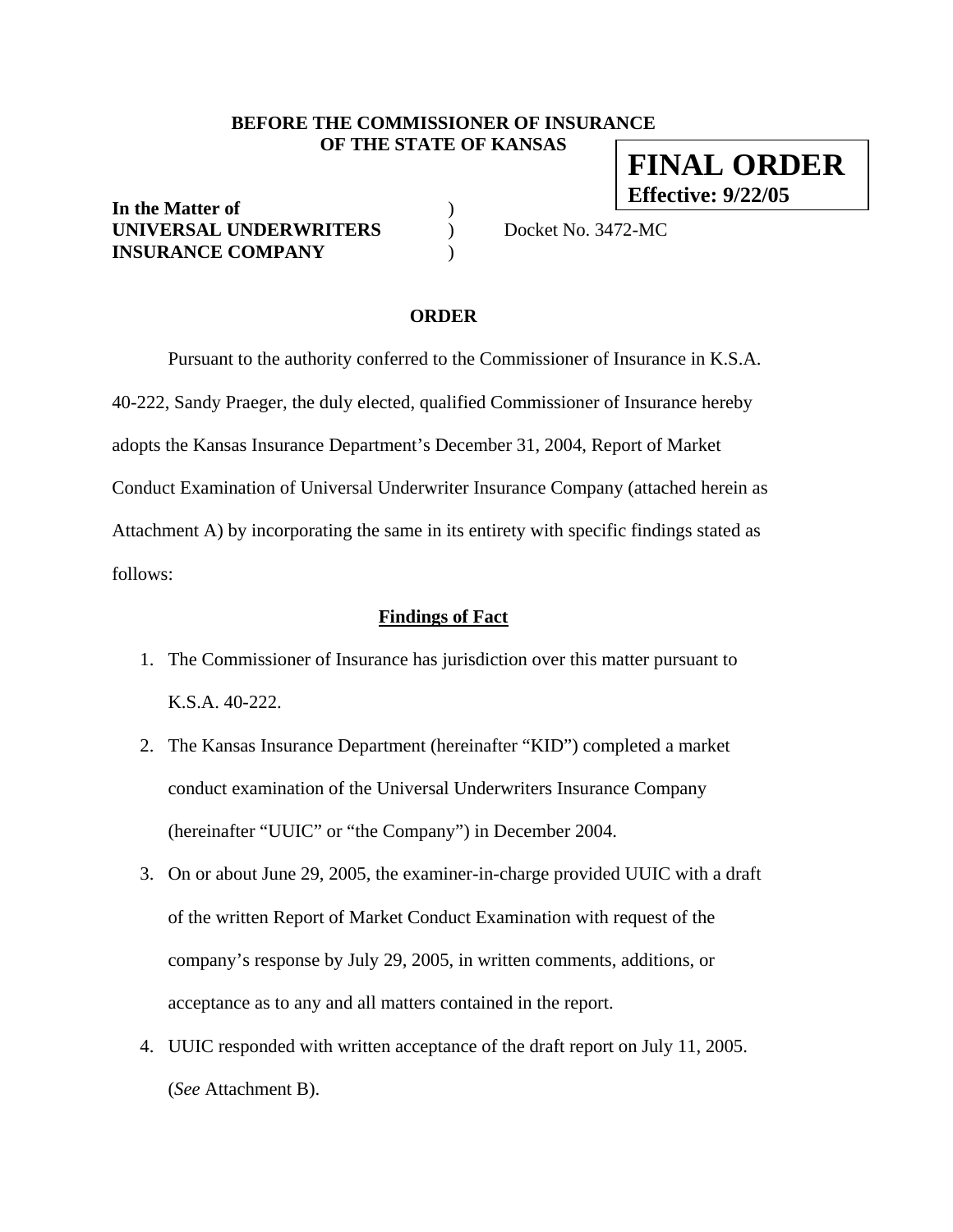**BEFORE THE COMMISSIONER OF INSURANCE OF THE STATE OF KANSAS**

**FINAL ORDER**
**Effective: 9/22/05**

**In the Matter of** )
**UNIVERSAL UNDERWRITERS** ) Docket No. 3472-MC
**INSURANCE COMPANY** )

## ORDER

Pursuant to the authority conferred to the Commissioner of Insurance in K.S.A. 40-222, Sandy Praeger, the duly elected, qualified Commissioner of Insurance hereby adopts the Kansas Insurance Department's December 31, 2004, Report of Market Conduct Examination of Universal Underwriter Insurance Company (attached herein as Attachment A) by incorporating the same in its entirety with specific findings stated as follows:

## Findings of Fact

1. The Commissioner of Insurance has jurisdiction over this matter pursuant to K.S.A. 40-222.
2. The Kansas Insurance Department (hereinafter "KID") completed a market conduct examination of the Universal Underwriters Insurance Company (hereinafter "UUIC" or "the Company") in December 2004.
3. On or about June 29, 2005, the examiner-in-charge provided UUIC with a draft of the written Report of Market Conduct Examination with request of the company's response by July 29, 2005, in written comments, additions, or acceptance as to any and all matters contained in the report.
4. UUIC responded with written acceptance of the draft report on July 11, 2005. (*See* Attachment B).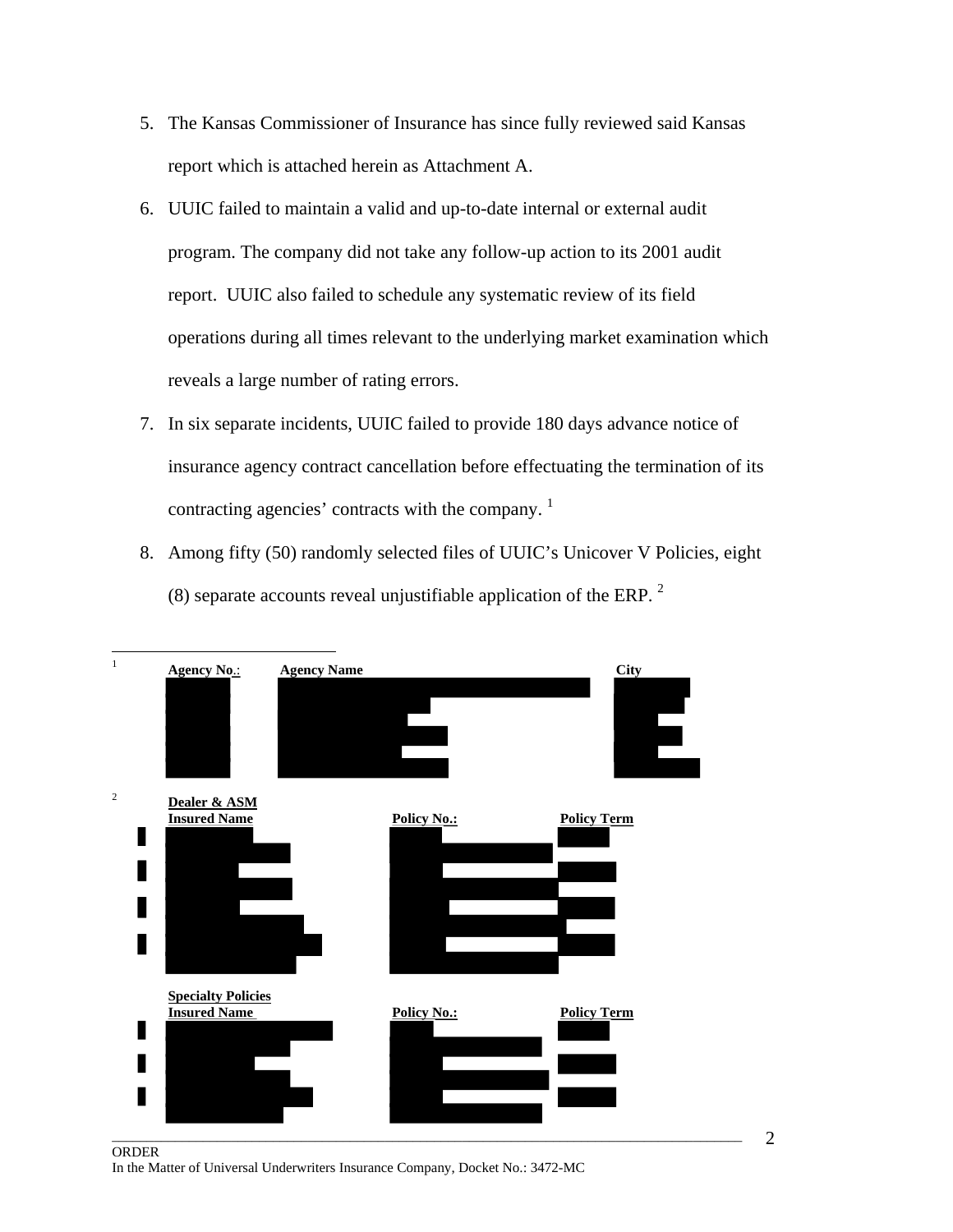5. The Kansas Commissioner of Insurance has since fully reviewed said Kansas report which is attached herein as Attachment A.

6. UUIC failed to maintain a valid and up-to-date internal or external audit program. The company did not take any follow-up action to its 2001 audit report. UUIC also failed to schedule any systematic review of its field operations during all times relevant to the underlying market examination which reveals a large number of rating errors.

7. In six separate incidents, UUIC failed to provide 180 days advance notice of insurance agency contract cancellation before effectuating the termination of its contracting agencies' contracts with the company. [1]

8. Among fifty (50) randomly selected files of UUIC's Unicover V Policies, eight (8) separate accounts reveal unjustifiable application of the ERP. [2]

---

[1]

| Agency No.: | Agency Name | City |
|---|---|---|
| | | |

[2] **Dealer & ASM**

| Insured Name | Policy No.: | Policy Term |
|---|---|---|
| | | |

**Specialty Policies**

| Insured Name | Policy No.: | Policy Term |
|---|---|---|
| | | |

ORDER
In the Matter of Universal Underwriters Insurance Company, Docket No.: 3472-MC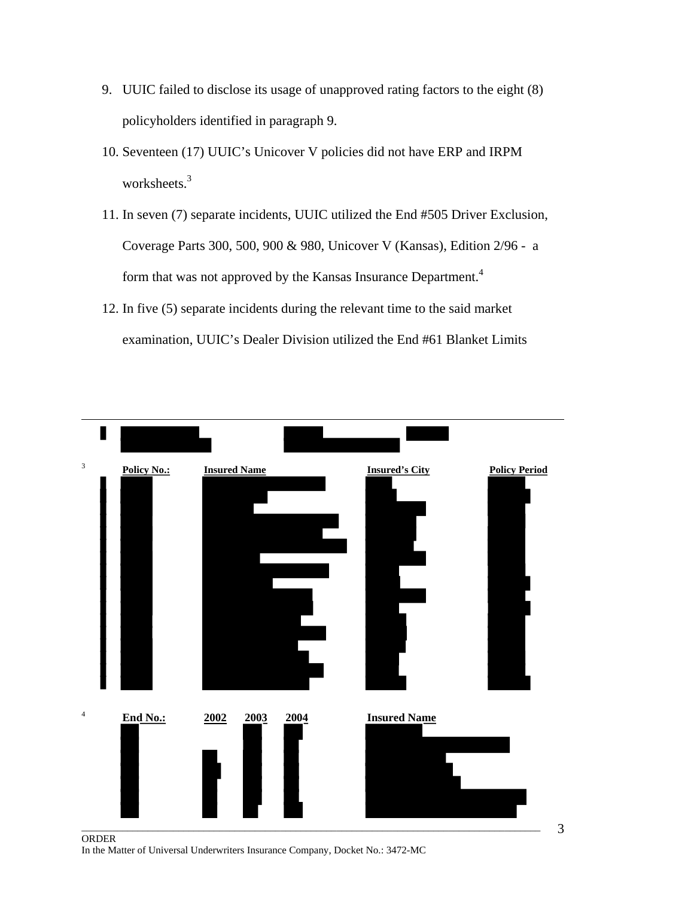9. UUIC failed to disclose its usage of unapproved rating factors to the eight (8) policyholders identified in paragraph 9.
10. Seventeen (17) UUIC's Unicover V policies did not have ERP and IRPM worksheets.[3]
11. In seven (7) separate incidents, UUIC utilized the End #505 Driver Exclusion, Coverage Parts 300, 500, 900 & 980, Unicover V (Kansas), Edition 2/96 - a form that was not approved by the Kansas Insurance Department.[4]
12. In five (5) separate incidents during the relevant time to the said market examination, UUIC's Dealer Division utilized the End #61 Blanket Limits

---

[3]

| Policy No.: | Insured Name | Insured's City | Policy Period |
|---|---|---|---|
| | | | |

[4]

| End No.: | 2002 | 2003 | 2004 | Insured Name |
|---|---|---|---|---|
| | | | | |

---

ORDER
In the Matter of Universal Underwriters Insurance Company, Docket No.: 3472-MC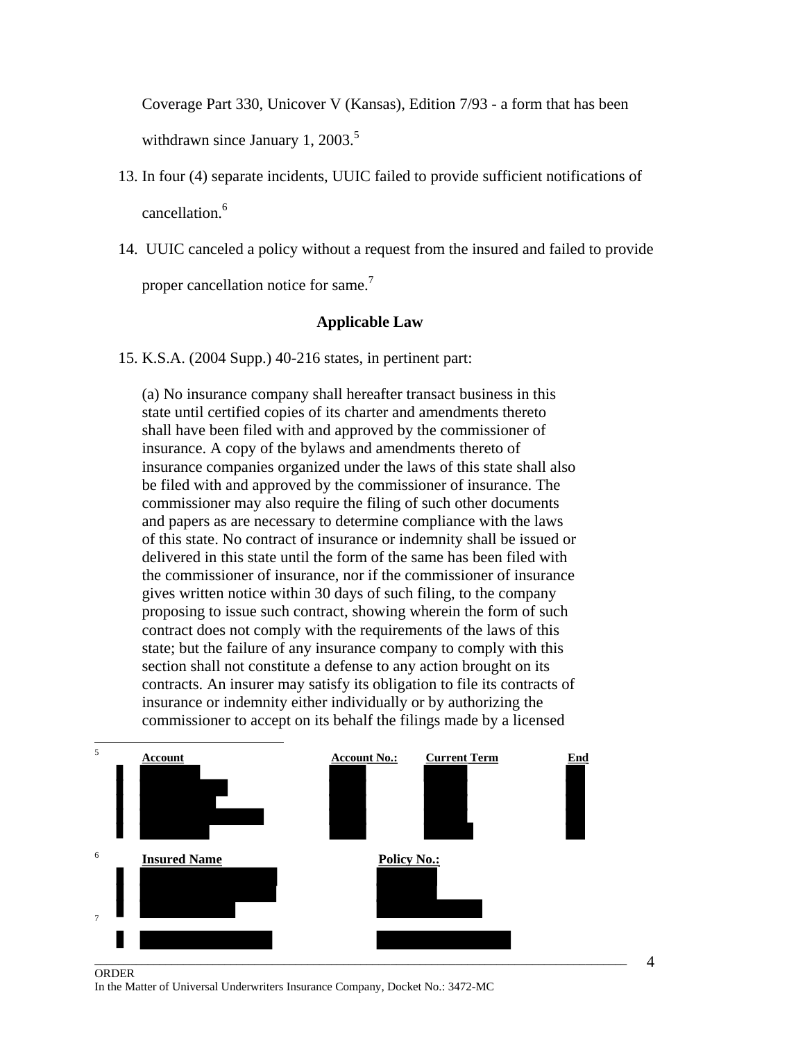Coverage Part 330, Unicover V (Kansas), Edition 7/93 - a form that has been withdrawn since January 1, 2003.[5]

13. In four (4) separate incidents, UUIC failed to provide sufficient notifications of cancellation.[6]

14. UUIC canceled a policy without a request from the insured and failed to provide proper cancellation notice for same.[7]

## Applicable Law

15. K.S.A. (2004 Supp.) 40-216 states, in pertinent part:

> (a) No insurance company shall hereafter transact business in this state until certified copies of its charter and amendments thereto shall have been filed with and approved by the commissioner of insurance. A copy of the bylaws and amendments thereto of insurance companies organized under the laws of this state shall also be filed with and approved by the commissioner of insurance. The commissioner may also require the filing of such other documents and papers as are necessary to determine compliance with the laws of this state. No contract of insurance or indemnity shall be issued or delivered in this state until the form of the same has been filed with the commissioner of insurance, nor if the commissioner of insurance gives written notice within 30 days of such filing, to the company proposing to issue such contract, showing wherein the form of such contract does not comply with the requirements of the laws of this state; but the failure of any insurance company to comply with this section shall not constitute a defense to any action brought on its contracts. An insurer may satisfy its obligation to file its contracts of insurance or indemnity either individually or by authorizing the commissioner to accept on its behalf the filings made by a licensed

---

[5]

| Account | Account No.: | Current Term | End |
|---|---|---|---|
| [redacted] | [redacted] | [redacted] | [redacted] |
| [redacted] | [redacted] | [redacted] | [redacted] |
| [redacted] | [redacted] | [redacted] | [redacted] |
| [redacted] | [redacted] | [redacted] | [redacted] |
| [redacted] | [redacted] | [redacted] | [redacted] |

[6]

| Insured Name | Policy No.: |
|---|---|
| [redacted] | [redacted] |
| [redacted] | [redacted] |
| [redacted] | [redacted] |

[7]

| [redacted] | [redacted] |
|---|---|

ORDER
In the Matter of Universal Underwriters Insurance Company, Docket No.: 3472-MC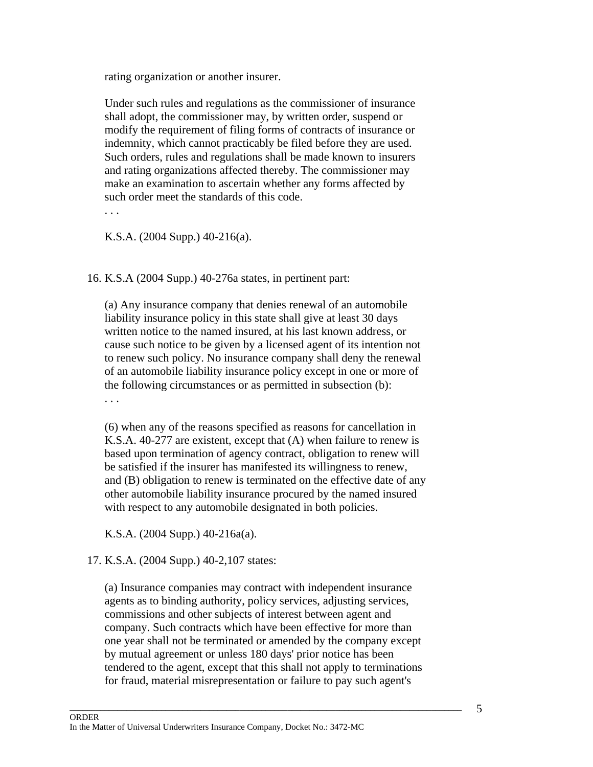rating organization or another insurer.

> Under such rules and regulations as the commissioner of insurance shall adopt, the commissioner may, by written order, suspend or modify the requirement of filing forms of contracts of insurance or indemnity, which cannot practicably be filed before they are used. Such orders, rules and regulations shall be made known to insurers and rating organizations affected thereby. The commissioner may make an examination to ascertain whether any forms affected by such order meet the standards of this code.
> . . .
>
> K.S.A. (2004 Supp.) 40-216(a).

16. K.S.A (2004 Supp.) 40-276a states, in pertinent part:

> (a) Any insurance company that denies renewal of an automobile liability insurance policy in this state shall give at least 30 days written notice to the named insured, at his last known address, or cause such notice to be given by a licensed agent of its intention not to renew such policy. No insurance company shall deny the renewal of an automobile liability insurance policy except in one or more of the following circumstances or as permitted in subsection (b):
> . . .
>
> (6) when any of the reasons specified as reasons for cancellation in K.S.A. 40-277 are existent, except that (A) when failure to renew is based upon termination of agency contract, obligation to renew will be satisfied if the insurer has manifested its willingness to renew, and (B) obligation to renew is terminated on the effective date of any other automobile liability insurance procured by the named insured with respect to any automobile designated in both policies.
>
> K.S.A. (2004 Supp.) 40-216a(a).

17. K.S.A. (2004 Supp.) 40-2,107 states:

> (a) Insurance companies may contract with independent insurance agents as to binding authority, policy services, adjusting services, commissions and other subjects of interest between agent and company. Such contracts which have been effective for more than one year shall not be terminated or amended by the company except by mutual agreement or unless 180 days' prior notice has been tendered to the agent, except that this shall not apply to terminations for fraud, material misrepresentation or failure to pay such agent's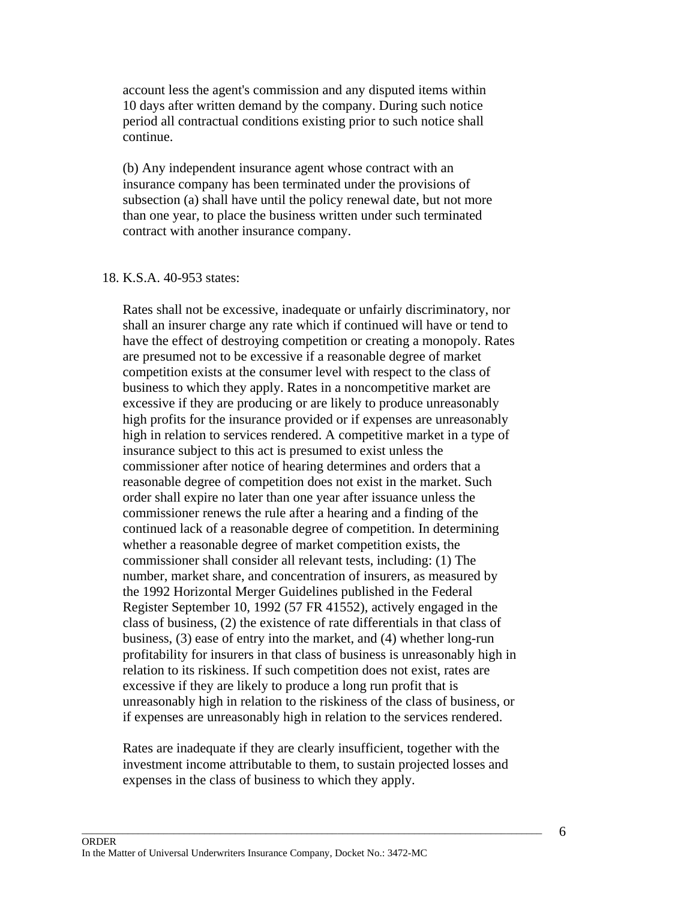account less the agent's commission and any disputed items within 10 days after written demand by the company. During such notice period all contractual conditions existing prior to such notice shall continue.

(b) Any independent insurance agent whose contract with an insurance company has been terminated under the provisions of subsection (a) shall have until the policy renewal date, but not more than one year, to place the business written under such terminated contract with another insurance company.

18. K.S.A. 40-953 states:

Rates shall not be excessive, inadequate or unfairly discriminatory, nor shall an insurer charge any rate which if continued will have or tend to have the effect of destroying competition or creating a monopoly. Rates are presumed not to be excessive if a reasonable degree of market competition exists at the consumer level with respect to the class of business to which they apply. Rates in a noncompetitive market are excessive if they are producing or are likely to produce unreasonably high profits for the insurance provided or if expenses are unreasonably high in relation to services rendered. A competitive market in a type of insurance subject to this act is presumed to exist unless the commissioner after notice of hearing determines and orders that a reasonable degree of competition does not exist in the market. Such order shall expire no later than one year after issuance unless the commissioner renews the rule after a hearing and a finding of the continued lack of a reasonable degree of competition. In determining whether a reasonable degree of market competition exists, the commissioner shall consider all relevant tests, including: (1) The number, market share, and concentration of insurers, as measured by the 1992 Horizontal Merger Guidelines published in the Federal Register September 10, 1992 (57 FR 41552), actively engaged in the class of business, (2) the existence of rate differentials in that class of business, (3) ease of entry into the market, and (4) whether long-run profitability for insurers in that class of business is unreasonably high in relation to its riskiness. If such competition does not exist, rates are excessive if they are likely to produce a long run profit that is unreasonably high in relation to the riskiness of the class of business, or if expenses are unreasonably high in relation to the services rendered.

Rates are inadequate if they are clearly insufficient, together with the investment income attributable to them, to sustain projected losses and expenses in the class of business to which they apply.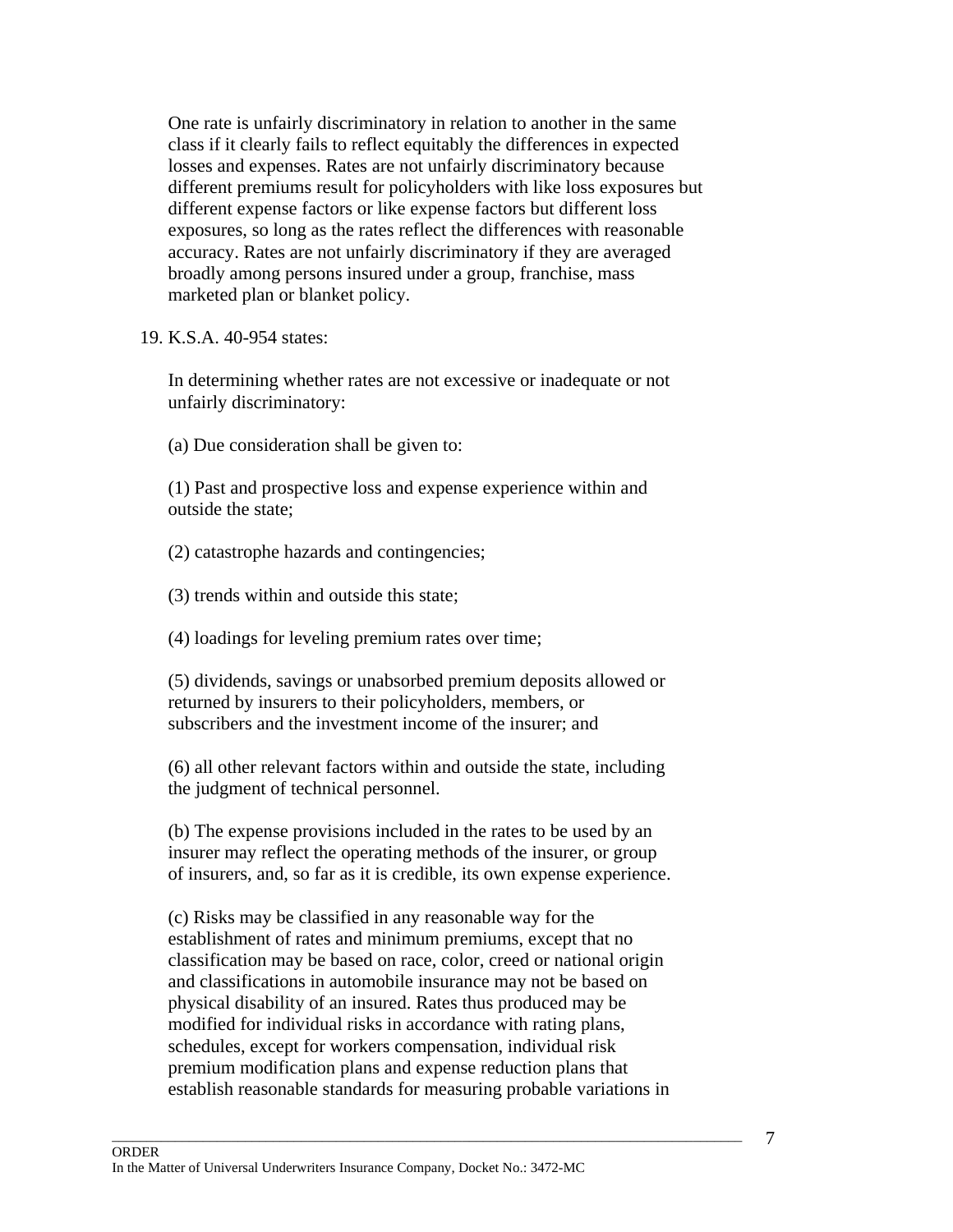One rate is unfairly discriminatory in relation to another in the same class if it clearly fails to reflect equitably the differences in expected losses and expenses. Rates are not unfairly discriminatory because different premiums result for policyholders with like loss exposures but different expense factors or like expense factors but different loss exposures, so long as the rates reflect the differences with reasonable accuracy. Rates are not unfairly discriminatory if they are averaged broadly among persons insured under a group, franchise, mass marketed plan or blanket policy.

19. K.S.A. 40-954 states:

> In determining whether rates are not excessive or inadequate or not unfairly discriminatory:
>
> (a) Due consideration shall be given to:
>
> (1) Past and prospective loss and expense experience within and outside the state;
>
> (2) catastrophe hazards and contingencies;
>
> (3) trends within and outside this state;
>
> (4) loadings for leveling premium rates over time;
>
> (5) dividends, savings or unabsorbed premium deposits allowed or returned by insurers to their policyholders, members, or subscribers and the investment income of the insurer; and
>
> (6) all other relevant factors within and outside the state, including the judgment of technical personnel.
>
> (b) The expense provisions included in the rates to be used by an insurer may reflect the operating methods of the insurer, or group of insurers, and, so far as it is credible, its own expense experience.
>
> (c) Risks may be classified in any reasonable way for the establishment of rates and minimum premiums, except that no classification may be based on race, color, creed or national origin and classifications in automobile insurance may not be based on physical disability of an insured. Rates thus produced may be modified for individual risks in accordance with rating plans, schedules, except for workers compensation, individual risk premium modification plans and expense reduction plans that establish reasonable standards for measuring probable variations in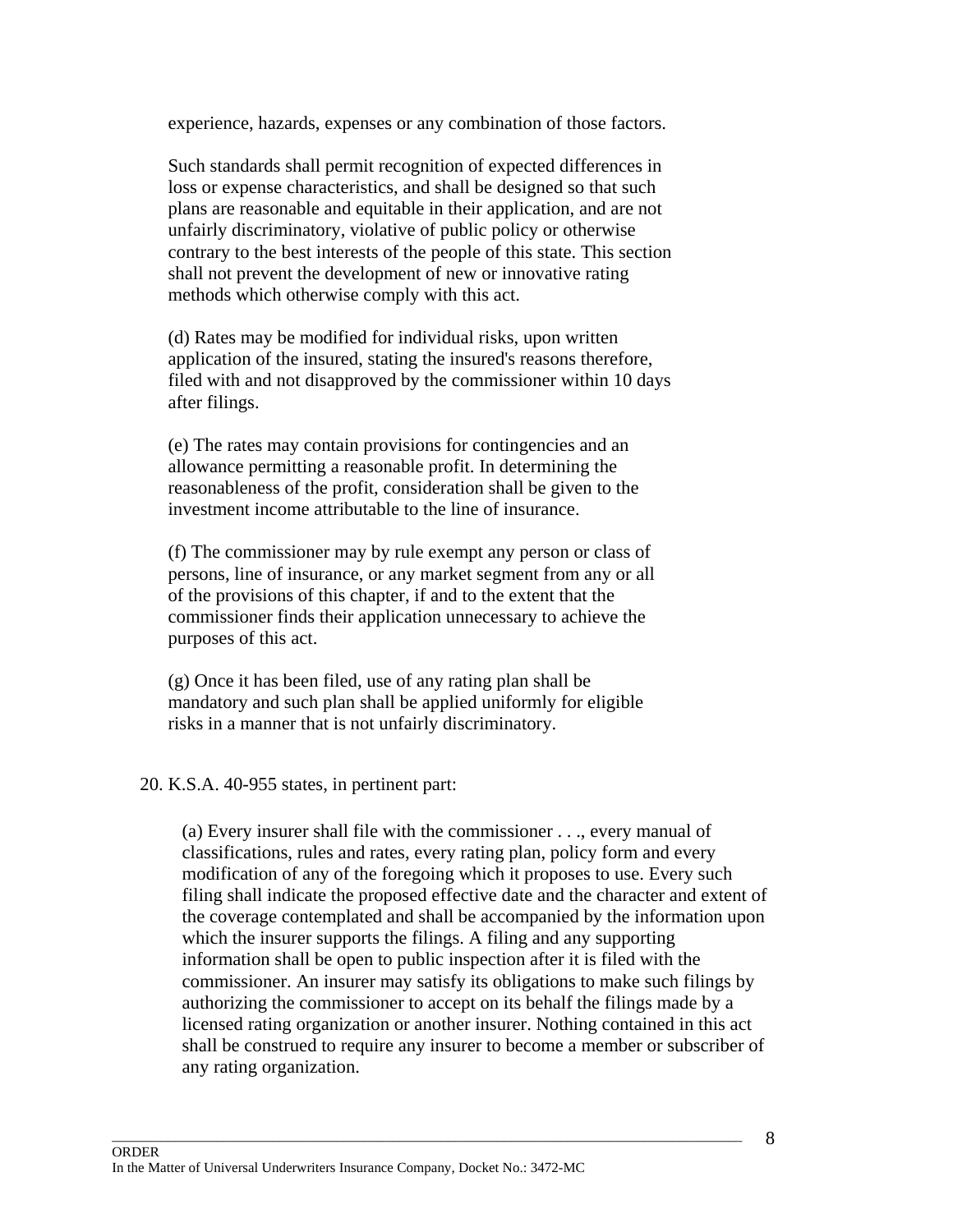experience, hazards, expenses or any combination of those factors.

> Such standards shall permit recognition of expected differences in loss or expense characteristics, and shall be designed so that such plans are reasonable and equitable in their application, and are not unfairly discriminatory, violative of public policy or otherwise contrary to the best interests of the people of this state. This section shall not prevent the development of new or innovative rating methods which otherwise comply with this act.
>
> (d) Rates may be modified for individual risks, upon written application of the insured, stating the insured's reasons therefore, filed with and not disapproved by the commissioner within 10 days after filings.
>
> (e) The rates may contain provisions for contingencies and an allowance permitting a reasonable profit. In determining the reasonableness of the profit, consideration shall be given to the investment income attributable to the line of insurance.
>
> (f) The commissioner may by rule exempt any person or class of persons, line of insurance, or any market segment from any or all of the provisions of this chapter, if and to the extent that the commissioner finds their application unnecessary to achieve the purposes of this act.
>
> (g) Once it has been filed, use of any rating plan shall be mandatory and such plan shall be applied uniformly for eligible risks in a manner that is not unfairly discriminatory.

20. K.S.A. 40-955 states, in pertinent part:

> (a) Every insurer shall file with the commissioner . . ., every manual of classifications, rules and rates, every rating plan, policy form and every modification of any of the foregoing which it proposes to use. Every such filing shall indicate the proposed effective date and the character and extent of the coverage contemplated and shall be accompanied by the information upon which the insurer supports the filings. A filing and any supporting information shall be open to public inspection after it is filed with the commissioner. An insurer may satisfy its obligations to make such filings by authorizing the commissioner to accept on its behalf the filings made by a licensed rating organization or another insurer. Nothing contained in this act shall be construed to require any insurer to become a member or subscriber of any rating organization.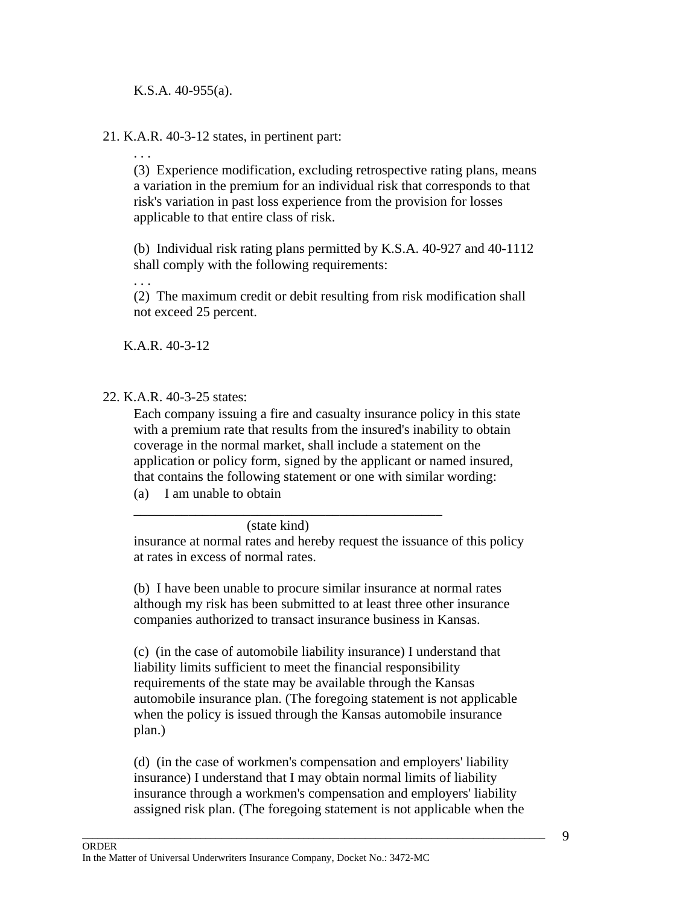K.S.A. 40-955(a).

21. K.A.R. 40-3-12 states, in pertinent part:

> . . .
>
> (3) Experience modification, excluding retrospective rating plans, means a variation in the premium for an individual risk that corresponds to that risk's variation in past loss experience from the provision for losses applicable to that entire class of risk.
>
> (b) Individual risk rating plans permitted by K.S.A. 40-927 and 40-1112 shall comply with the following requirements:
>
> . . .
>
> (2) The maximum credit or debit resulting from risk modification shall not exceed 25 percent.

K.A.R. 40-3-12

22. K.A.R. 40-3-25 states:

> Each company issuing a fire and casualty insurance policy in this state with a premium rate that results from the insured's inability to obtain coverage in the normal market, shall include a statement on the application or policy form, signed by the applicant or named insured, that contains the following statement or one with similar wording:
>
> (a) I am unable to obtain
>
> ______________________________________________
> (state kind)
>
> insurance at normal rates and hereby request the issuance of this policy at rates in excess of normal rates.
>
> (b) I have been unable to procure similar insurance at normal rates although my risk has been submitted to at least three other insurance companies authorized to transact insurance business in Kansas.
>
> (c) (in the case of automobile liability insurance) I understand that liability limits sufficient to meet the financial responsibility requirements of the state may be available through the Kansas automobile insurance plan. (The foregoing statement is not applicable when the policy is issued through the Kansas automobile insurance plan.)
>
> (d) (in the case of workmen's compensation and employers' liability insurance) I understand that I may obtain normal limits of liability insurance through a workmen's compensation and employers' liability assigned risk plan. (The foregoing statement is not applicable when the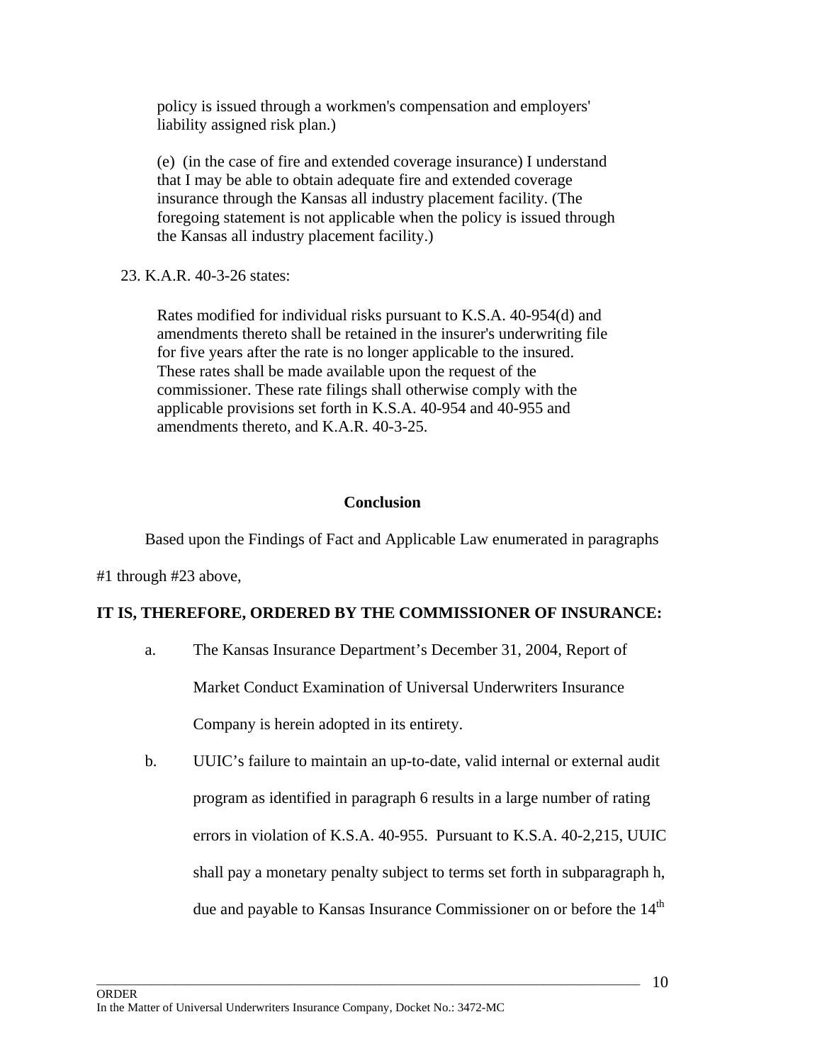policy is issued through a workmen's compensation and employers' liability assigned risk plan.)

(e) (in the case of fire and extended coverage insurance) I understand that I may be able to obtain adequate fire and extended coverage insurance through the Kansas all industry placement facility. (The foregoing statement is not applicable when the policy is issued through the Kansas all industry placement facility.)

23. K.A.R. 40-3-26 states:

> Rates modified for individual risks pursuant to K.S.A. 40-954(d) and amendments thereto shall be retained in the insurer's underwriting file for five years after the rate is no longer applicable to the insured. These rates shall be made available upon the request of the commissioner. These rate filings shall otherwise comply with the applicable provisions set forth in K.S.A. 40-954 and 40-955 and amendments thereto, and K.A.R. 40-3-25.

**Conclusion**

Based upon the Findings of Fact and Applicable Law enumerated in paragraphs #1 through #23 above,

**IT IS, THEREFORE, ORDERED BY THE COMMISSIONER OF INSURANCE:**

a. The Kansas Insurance Department's December 31, 2004, Report of Market Conduct Examination of Universal Underwriters Insurance Company is herein adopted in its entirety.

b. UUIC's failure to maintain an up-to-date, valid internal or external audit program as identified in paragraph 6 results in a large number of rating errors in violation of K.S.A. 40-955. Pursuant to K.S.A. 40-2,215, UUIC shall pay a monetary penalty subject to terms set forth in subparagraph h, due and payable to Kansas Insurance Commissioner on or before the 14th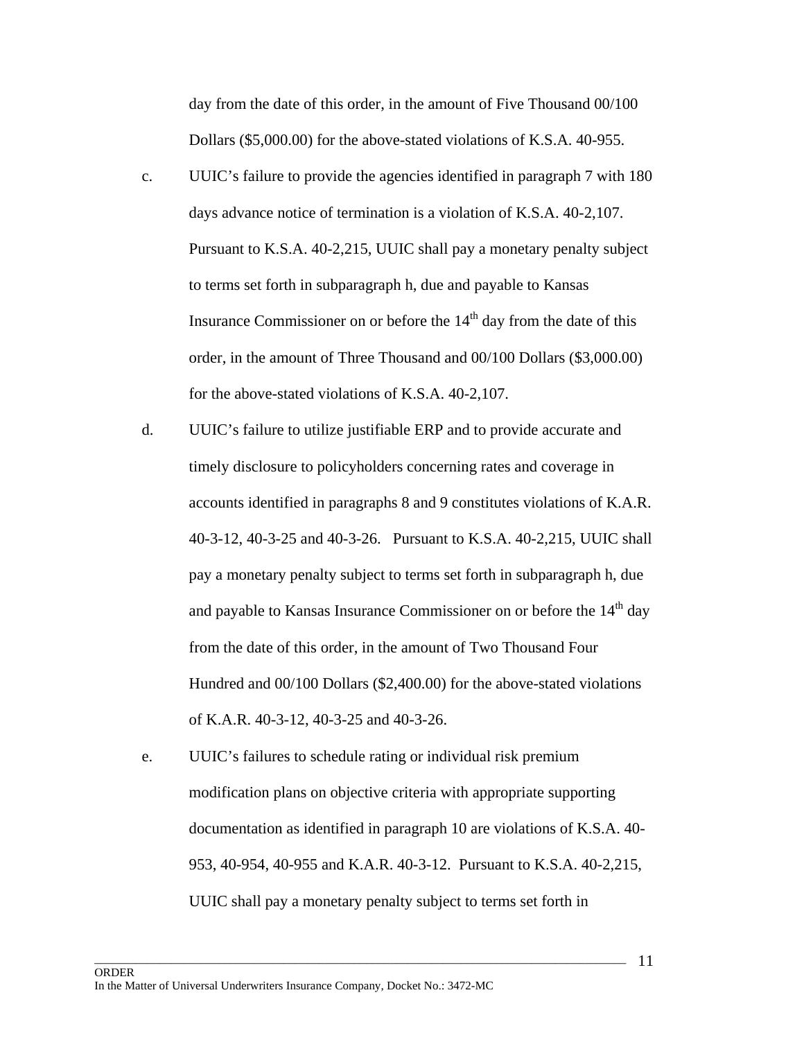day from the date of this order, in the amount of Five Thousand 00/100 Dollars ($5,000.00) for the above-stated violations of K.S.A. 40-955.

c. UUIC's failure to provide the agencies identified in paragraph 7 with 180 days advance notice of termination is a violation of K.S.A. 40-2,107. Pursuant to K.S.A. 40-2,215, UUIC shall pay a monetary penalty subject to terms set forth in subparagraph h, due and payable to Kansas Insurance Commissioner on or before the 14th day from the date of this order, in the amount of Three Thousand and 00/100 Dollars ($3,000.00) for the above-stated violations of K.S.A. 40-2,107.

d. UUIC's failure to utilize justifiable ERP and to provide accurate and timely disclosure to policyholders concerning rates and coverage in accounts identified in paragraphs 8 and 9 constitutes violations of K.A.R. 40-3-12, 40-3-25 and 40-3-26. Pursuant to K.S.A. 40-2,215, UUIC shall pay a monetary penalty subject to terms set forth in subparagraph h, due and payable to Kansas Insurance Commissioner on or before the 14th day from the date of this order, in the amount of Two Thousand Four Hundred and 00/100 Dollars ($2,400.00) for the above-stated violations of K.A.R. 40-3-12, 40-3-25 and 40-3-26.

e. UUIC's failures to schedule rating or individual risk premium modification plans on objective criteria with appropriate supporting documentation as identified in paragraph 10 are violations of K.S.A. 40-953, 40-954, 40-955 and K.A.R. 40-3-12. Pursuant to K.S.A. 40-2,215, UUIC shall pay a monetary penalty subject to terms set forth in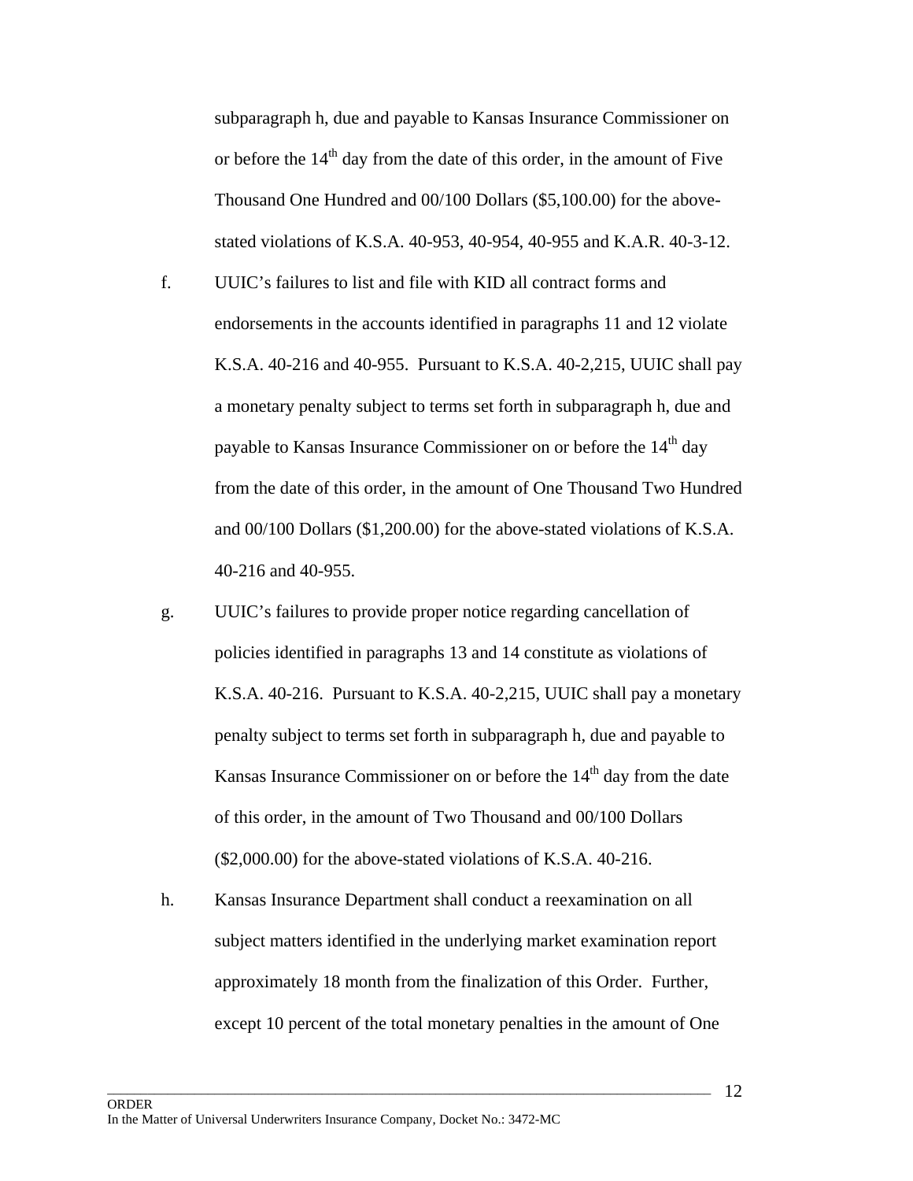subparagraph h, due and payable to Kansas Insurance Commissioner on or before the 14th day from the date of this order, in the amount of Five Thousand One Hundred and 00/100 Dollars ($5,100.00) for the above-stated violations of K.S.A. 40-953, 40-954, 40-955 and K.A.R. 40-3-12.

f. UUIC's failures to list and file with KID all contract forms and endorsements in the accounts identified in paragraphs 11 and 12 violate K.S.A. 40-216 and 40-955. Pursuant to K.S.A. 40-2,215, UUIC shall pay a monetary penalty subject to terms set forth in subparagraph h, due and payable to Kansas Insurance Commissioner on or before the 14th day from the date of this order, in the amount of One Thousand Two Hundred and 00/100 Dollars ($1,200.00) for the above-stated violations of K.S.A. 40-216 and 40-955.

g. UUIC's failures to provide proper notice regarding cancellation of policies identified in paragraphs 13 and 14 constitute as violations of K.S.A. 40-216. Pursuant to K.S.A. 40-2,215, UUIC shall pay a monetary penalty subject to terms set forth in subparagraph h, due and payable to Kansas Insurance Commissioner on or before the 14th day from the date of this order, in the amount of Two Thousand and 00/100 Dollars ($2,000.00) for the above-stated violations of K.S.A. 40-216.

h. Kansas Insurance Department shall conduct a reexamination on all subject matters identified in the underlying market examination report approximately 18 month from the finalization of this Order. Further, except 10 percent of the total monetary penalties in the amount of One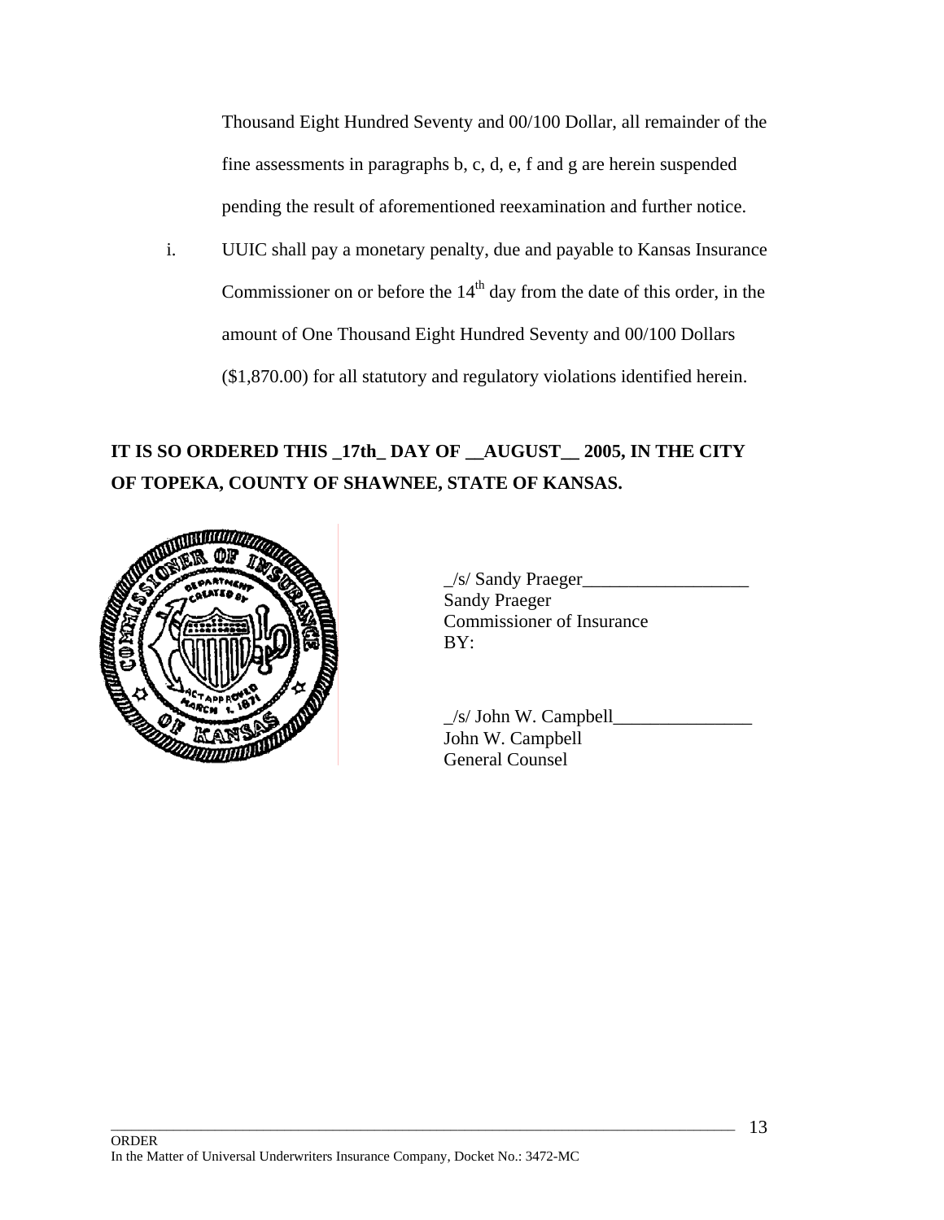Thousand Eight Hundred Seventy and 00/100 Dollar, all remainder of the fine assessments in paragraphs b, c, d, e, f and g are herein suspended pending the result of aforementioned reexamination and further notice.

i. UUIC shall pay a monetary penalty, due and payable to Kansas Insurance Commissioner on or before the 14th day from the date of this order, in the amount of One Thousand Eight Hundred Seventy and 00/100 Dollars ($1,870.00) for all statutory and regulatory violations identified herein.

**IT IS SO ORDERED THIS _17th_ DAY OF __AUGUST__ 2005, IN THE CITY OF TOPEKA, COUNTY OF SHAWNEE, STATE OF KANSAS.**

_/s/ Sandy Praeger__________________
Sandy Praeger
Commissioner of Insurance
BY:

_/s/ John W. Campbell_______________
John W. Campbell
General Counsel

ORDER
In the Matter of Universal Underwriters Insurance Company, Docket No.: 3472-MC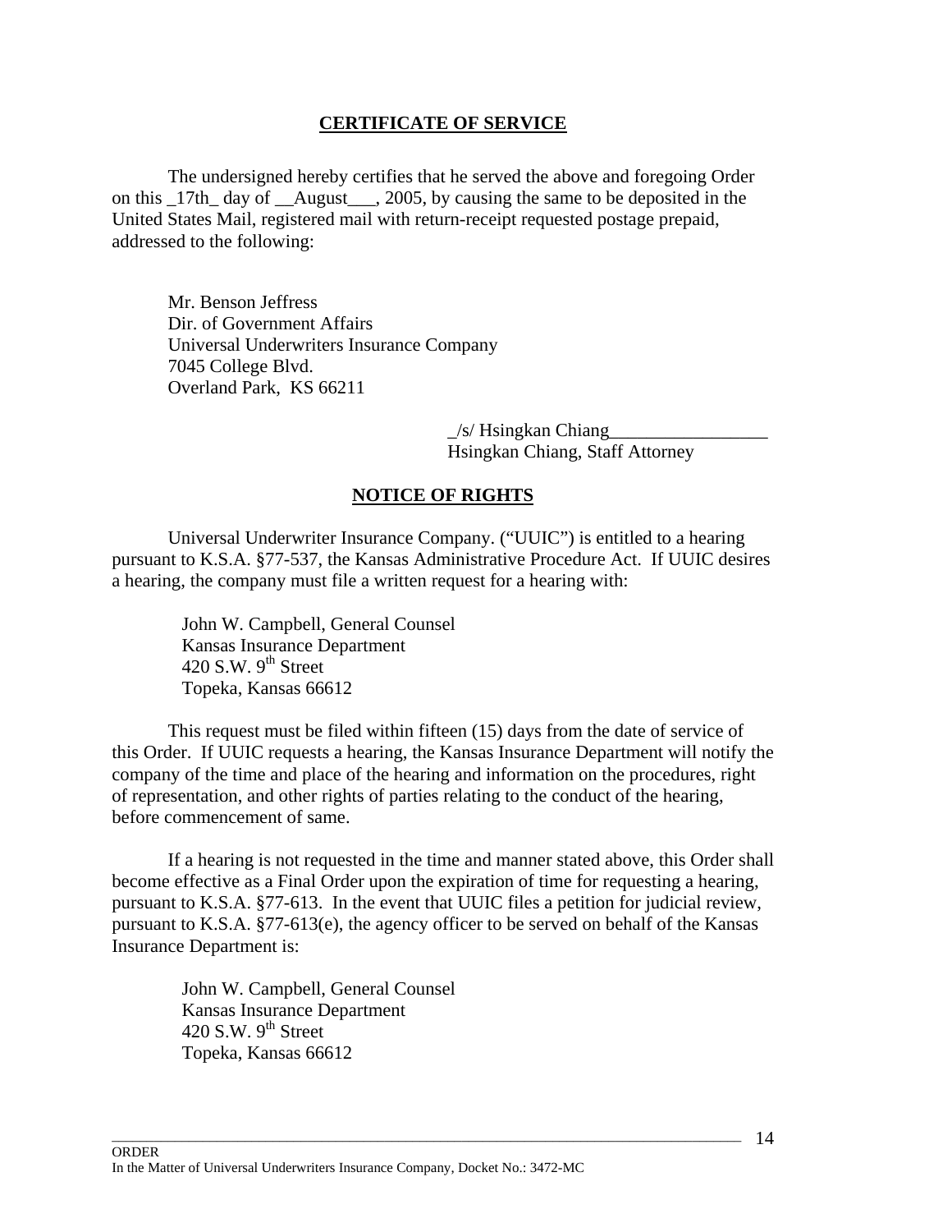**CERTIFICATE OF SERVICE**

The undersigned hereby certifies that he served the above and foregoing Order on this _17th_ day of __August___, 2005, by causing the same to be deposited in the United States Mail, registered mail with return-receipt requested postage prepaid, addressed to the following:

Mr. Benson Jeffress
Dir. of Government Affairs
Universal Underwriters Insurance Company
7045 College Blvd.
Overland Park, KS 66211

_/s/ Hsingkan Chiang_________________
Hsingkan Chiang, Staff Attorney

**NOTICE OF RIGHTS**

Universal Underwriter Insurance Company. ("UUIC") is entitled to a hearing pursuant to K.S.A. §77-537, the Kansas Administrative Procedure Act. If UUIC desires a hearing, the company must file a written request for a hearing with:

John W. Campbell, General Counsel
Kansas Insurance Department
420 S.W. 9th Street
Topeka, Kansas 66612

This request must be filed within fifteen (15) days from the date of service of this Order. If UUIC requests a hearing, the Kansas Insurance Department will notify the company of the time and place of the hearing and information on the procedures, right of representation, and other rights of parties relating to the conduct of the hearing, before commencement of same.

If a hearing is not requested in the time and manner stated above, this Order shall become effective as a Final Order upon the expiration of time for requesting a hearing, pursuant to K.S.A. §77-613. In the event that UUIC files a petition for judicial review, pursuant to K.S.A. §77-613(e), the agency officer to be served on behalf of the Kansas Insurance Department is:

John W. Campbell, General Counsel
Kansas Insurance Department
420 S.W. 9th Street
Topeka, Kansas 66612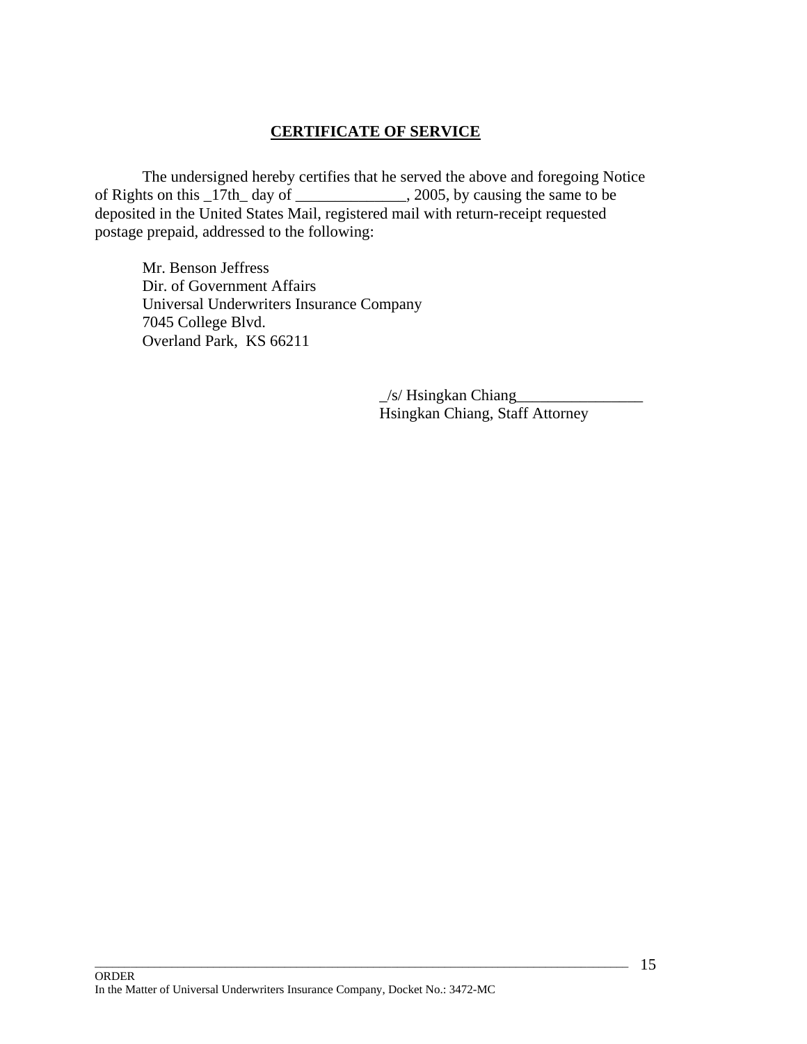**CERTIFICATE OF SERVICE**

The undersigned hereby certifies that he served the above and foregoing Notice of Rights on this _17th_ day of ______________, 2005, by causing the same to be deposited in the United States Mail, registered mail with return-receipt requested postage prepaid, addressed to the following:

Mr. Benson Jeffress
Dir. of Government Affairs
Universal Underwriters Insurance Company
7045 College Blvd.
Overland Park, KS 66211

_/s/ Hsingkan Chiang________________
Hsingkan Chiang, Staff Attorney